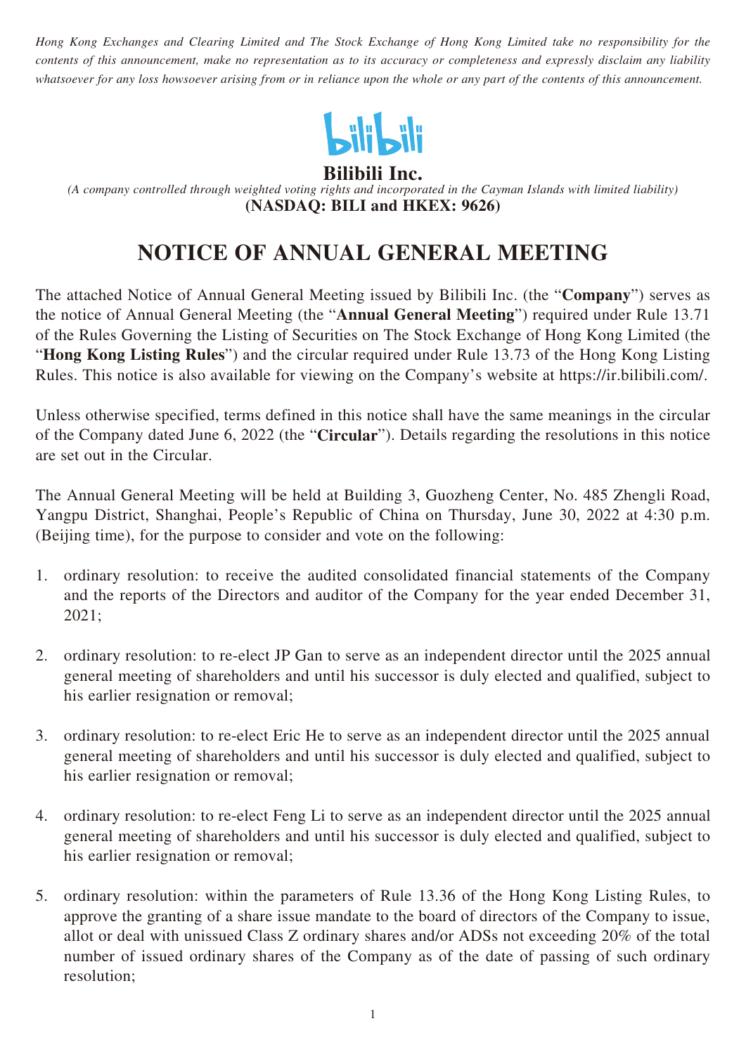*Hong Kong Exchanges and Clearing Limited and The Stock Exchange of Hong Kong Limited take no responsibility for the contents of this announcement, make no representation as to its accuracy or completeness and expressly disclaim any liability whatsoever for any loss howsoever arising from or in reliance upon the whole or any part of the contents of this announcement.*

**Bilibili Inc.**

*(A company controlled through weighted voting rights and incorporated in the Cayman Islands with limited liability)*

**(NASDAQ: BILI and HKEX: 9626)**

# NOTICE OF ANNUAL GENERAL MEETING

The attached Notice of Annual General Meeting issued by Bilibili Inc. (the "**Company**") serves as the notice of Annual General Meeting (the "**Annual General Meeting**") required under Rule 13.71 of the Rules Governing the Listing of Securities on The Stock Exchange of Hong Kong Limited (the "**Hong Kong Listing Rules**") and the circular required under Rule 13.73 of the Hong Kong Listing Rules. This notice is also available for viewing on the Company's website at https://ir.bilibili.com/.

Unless otherwise specified, terms defined in this notice shall have the same meanings in the circular of the Company dated June 6, 2022 (the "**Circular**"). Details regarding the resolutions in this notice are set out in the Circular.

The Annual General Meeting will be held at Building 3, Guozheng Center, No. 485 Zhengli Road, Yangpu District, Shanghai, People's Republic of China on Thursday, June 30, 2022 at 4:30 p.m. (Beijing time), for the purpose to consider and vote on the following:

1. ordinary resolution: to receive the audited consolidated financial statements of the Company and the reports of the Directors and auditor of the Company for the year ended December 31, 2021;

2. ordinary resolution: to re-elect JP Gan to serve as an independent director until the 2025 annual general meeting of shareholders and until his successor is duly elected and qualified, subject to his earlier resignation or removal;

3. ordinary resolution: to re-elect Eric He to serve as an independent director until the 2025 annual general meeting of shareholders and until his successor is duly elected and qualified, subject to his earlier resignation or removal;

4. ordinary resolution: to re-elect Feng Li to serve as an independent director until the 2025 annual general meeting of shareholders and until his successor is duly elected and qualified, subject to his earlier resignation or removal;

5. ordinary resolution: within the parameters of Rule 13.36 of the Hong Kong Listing Rules, to approve the granting of a share issue mandate to the board of directors of the Company to issue, allot or deal with unissued Class Z ordinary shares and/or ADSs not exceeding 20% of the total number of issued ordinary shares of the Company as of the date of passing of such ordinary resolution;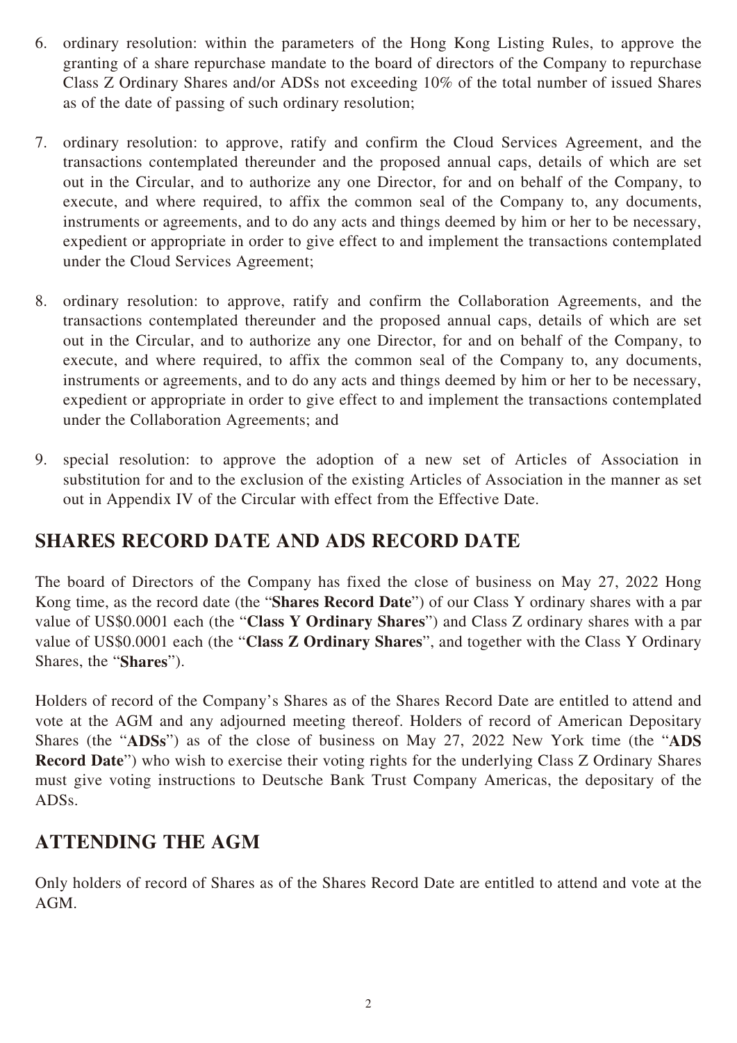6. ordinary resolution: within the parameters of the Hong Kong Listing Rules, to approve the granting of a share repurchase mandate to the board of directors of the Company to repurchase Class Z Ordinary Shares and/or ADSs not exceeding 10% of the total number of issued Shares as of the date of passing of such ordinary resolution;

7. ordinary resolution: to approve, ratify and confirm the Cloud Services Agreement, and the transactions contemplated thereunder and the proposed annual caps, details of which are set out in the Circular, and to authorize any one Director, for and on behalf of the Company, to execute, and where required, to affix the common seal of the Company to, any documents, instruments or agreements, and to do any acts and things deemed by him or her to be necessary, expedient or appropriate in order to give effect to and implement the transactions contemplated under the Cloud Services Agreement;

8. ordinary resolution: to approve, ratify and confirm the Collaboration Agreements, and the transactions contemplated thereunder and the proposed annual caps, details of which are set out in the Circular, and to authorize any one Director, for and on behalf of the Company, to execute, and where required, to affix the common seal of the Company to, any documents, instruments or agreements, and to do any acts and things deemed by him or her to be necessary, expedient or appropriate in order to give effect to and implement the transactions contemplated under the Collaboration Agreements; and

9. special resolution: to approve the adoption of a new set of Articles of Association in substitution for and to the exclusion of the existing Articles of Association in the manner as set out in Appendix IV of the Circular with effect from the Effective Date.

## SHARES RECORD DATE AND ADS RECORD DATE

The board of Directors of the Company has fixed the close of business on May 27, 2022 Hong Kong time, as the record date (the "**Shares Record Date**") of our Class Y ordinary shares with a par value of US$0.0001 each (the "**Class Y Ordinary Shares**") and Class Z ordinary shares with a par value of US$0.0001 each (the "**Class Z Ordinary Shares**", and together with the Class Y Ordinary Shares, the "**Shares**").

Holders of record of the Company's Shares as of the Shares Record Date are entitled to attend and vote at the AGM and any adjourned meeting thereof. Holders of record of American Depositary Shares (the "**ADSs**") as of the close of business on May 27, 2022 New York time (the "**ADS Record Date**") who wish to exercise their voting rights for the underlying Class Z Ordinary Shares must give voting instructions to Deutsche Bank Trust Company Americas, the depositary of the ADSs.

## ATTENDING THE AGM

Only holders of record of Shares as of the Shares Record Date are entitled to attend and vote at the AGM.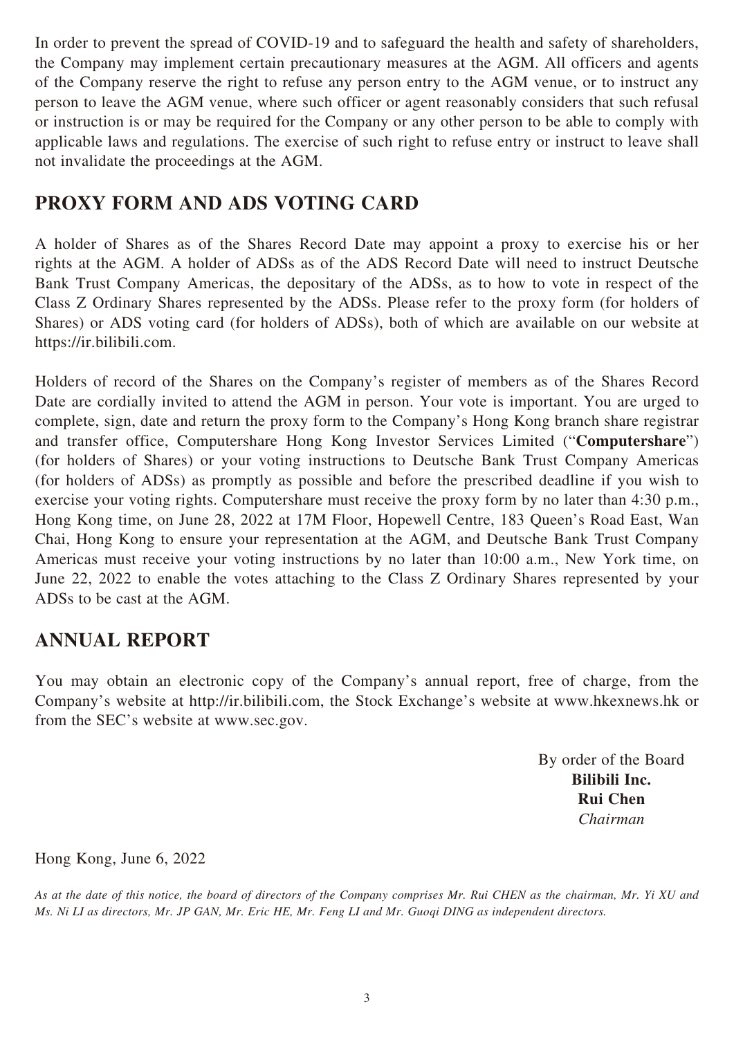In order to prevent the spread of COVID-19 and to safeguard the health and safety of shareholders, the Company may implement certain precautionary measures at the AGM. All officers and agents of the Company reserve the right to refuse any person entry to the AGM venue, or to instruct any person to leave the AGM venue, where such officer or agent reasonably considers that such refusal or instruction is or may be required for the Company or any other person to be able to comply with applicable laws and regulations. The exercise of such right to refuse entry or instruct to leave shall not invalidate the proceedings at the AGM.

## PROXY FORM AND ADS VOTING CARD

A holder of Shares as of the Shares Record Date may appoint a proxy to exercise his or her rights at the AGM. A holder of ADSs as of the ADS Record Date will need to instruct Deutsche Bank Trust Company Americas, the depositary of the ADSs, as to how to vote in respect of the Class Z Ordinary Shares represented by the ADSs. Please refer to the proxy form (for holders of Shares) or ADS voting card (for holders of ADSs), both of which are available on our website at https://ir.bilibili.com.

Holders of record of the Shares on the Company's register of members as of the Shares Record Date are cordially invited to attend the AGM in person. Your vote is important. You are urged to complete, sign, date and return the proxy form to the Company's Hong Kong branch share registrar and transfer office, Computershare Hong Kong Investor Services Limited ("**Computershare**") (for holders of Shares) or your voting instructions to Deutsche Bank Trust Company Americas (for holders of ADSs) as promptly as possible and before the prescribed deadline if you wish to exercise your voting rights. Computershare must receive the proxy form by no later than 4:30 p.m., Hong Kong time, on June 28, 2022 at 17M Floor, Hopewell Centre, 183 Queen's Road East, Wan Chai, Hong Kong to ensure your representation at the AGM, and Deutsche Bank Trust Company Americas must receive your voting instructions by no later than 10:00 a.m., New York time, on June 22, 2022 to enable the votes attaching to the Class Z Ordinary Shares represented by your ADSs to be cast at the AGM.

## ANNUAL REPORT

You may obtain an electronic copy of the Company's annual report, free of charge, from the Company's website at http://ir.bilibili.com, the Stock Exchange's website at www.hkexnews.hk or from the SEC's website at www.sec.gov.

By order of the Board
**Bilibili Inc.**
**Rui Chen**
*Chairman*

Hong Kong, June 6, 2022

*As at the date of this notice, the board of directors of the Company comprises Mr. Rui CHEN as the chairman, Mr. Yi XU and Ms. Ni LI as directors, Mr. JP GAN, Mr. Eric HE, Mr. Feng LI and Mr. Guoqi DING as independent directors.*